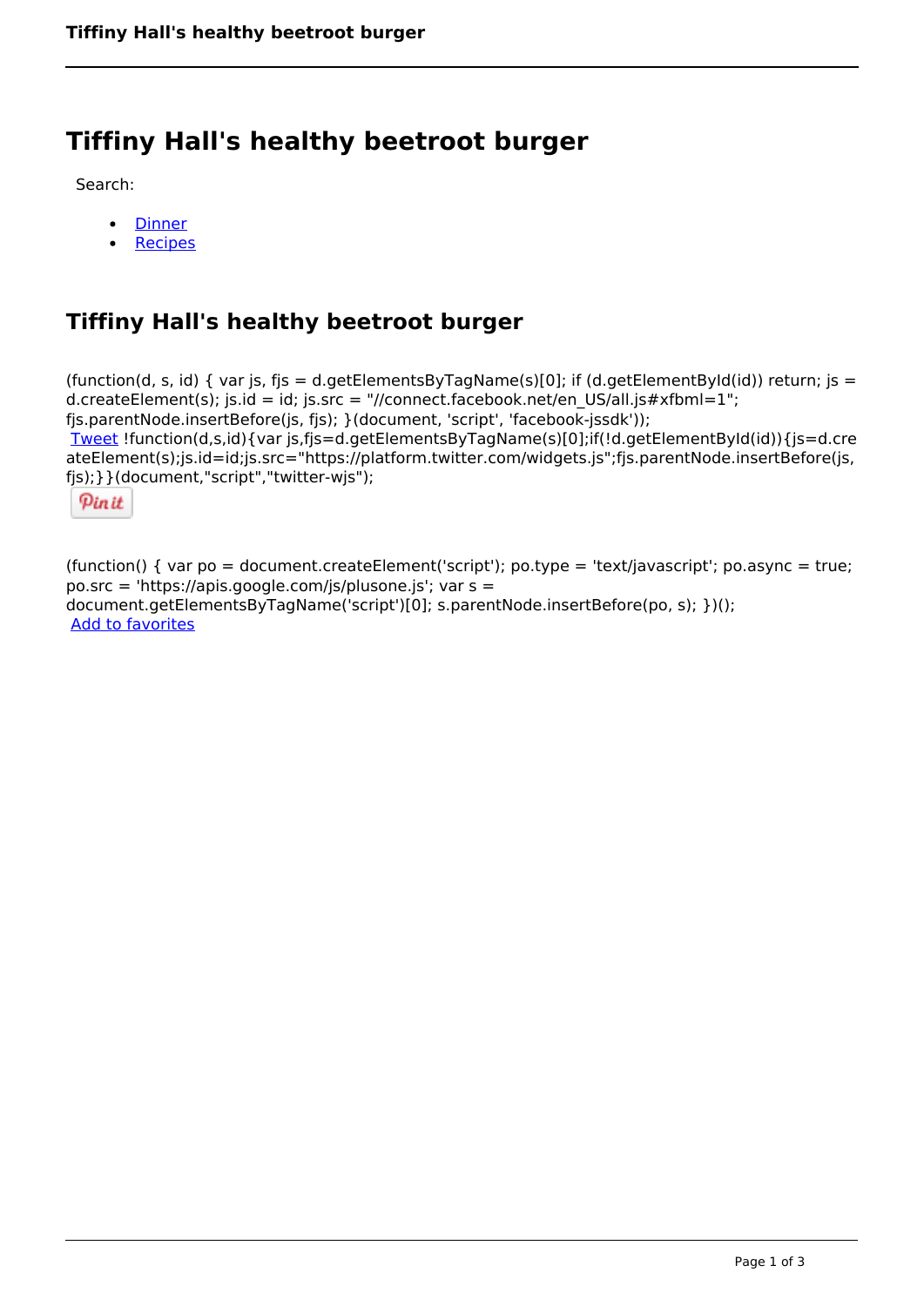# Tiffiny Hall's healthy beetroot burger

Search:

- Dinner
- Recipes

## Tiffiny Hall's healthy beetroot burger

(function(d, s, id) { var js, fjs = d.getElementsByTagName(s)[0]; if (d.getElementById(id)) return; js = d.createElement(s); js.id = id; js.src = "//connect.facebook.net/en_US/all.js#xfbml=1"; fjs.parentNode.insertBefore(js, fjs); }(document, 'script', 'facebook-jssdk'));
Tweet !function(d,s,id){var js,fjs=d.getElementsByTagName(s)[0];if(!d.getElementById(id)){js=d.createElement(s);js.id=id;js.src="https://platform.twitter.com/widgets.js";fjs.parentNode.insertBefore(js,fjs);}}(document,"script","twitter-wjs");

Pin it

(function() { var po = document.createElement('script'); po.type = 'text/javascript'; po.async = true; po.src = 'https://apis.google.com/js/plusone.js'; var s = document.getElementsByTagName('script')[0]; s.parentNode.insertBefore(po, s); })();
Add to favorites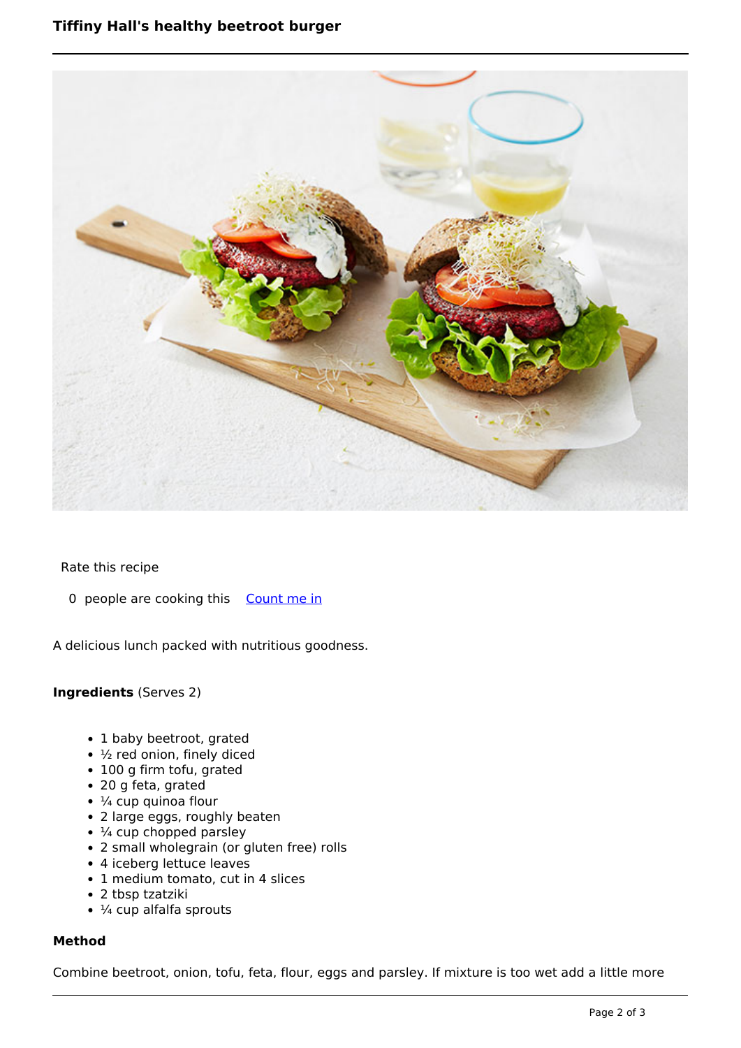Rate this recipe

0 people are cooking this [Count me in]

A delicious lunch packed with nutritious goodness.

**Ingredients** (Serves 2)

- 1 baby beetroot, grated
- ½ red onion, finely diced
- 100 g firm tofu, grated
- 20 g feta, grated
- ¼ cup quinoa flour
- 2 large eggs, roughly beaten
- ¼ cup chopped parsley
- 2 small wholegrain (or gluten free) rolls
- 4 iceberg lettuce leaves
- 1 medium tomato, cut in 4 slices
- 2 tbsp tzatziki
- ¼ cup alfalfa sprouts

**Method**

Combine beetroot, onion, tofu, feta, flour, eggs and parsley. If mixture is too wet add a little more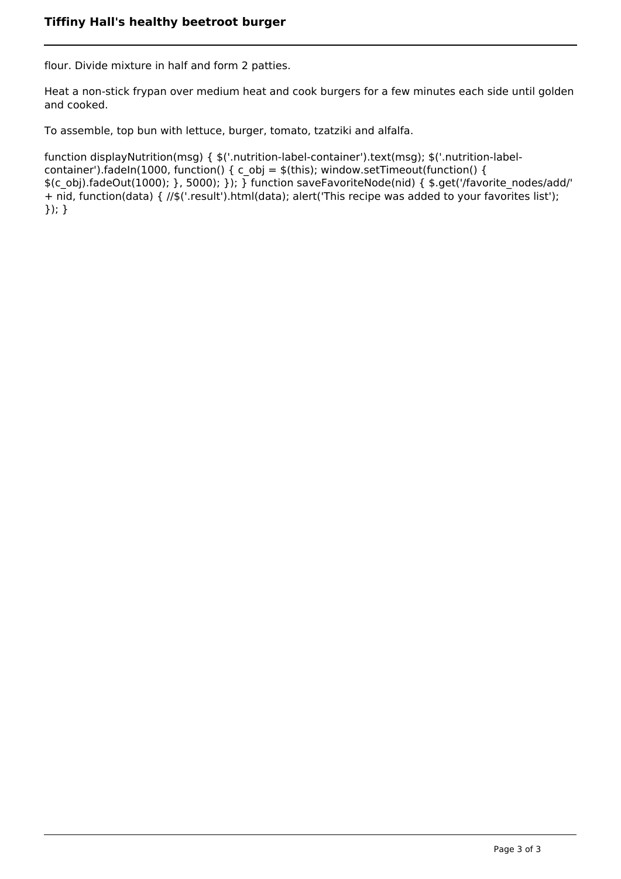flour. Divide mixture in half and form 2 patties.

Heat a non-stick frypan over medium heat and cook burgers for a few minutes each side until golden and cooked.

To assemble, top bun with lettuce, burger, tomato, tzatziki and alfalfa.

```
function displayNutrition(msg) { $('.nutrition-label-container').text(msg); $('.nutrition-label-container').fadeIn(1000, function() { c_obj = $(this); window.setTimeout(function() { $(c_obj).fadeOut(1000); }, 5000); }); } function saveFavoriteNode(nid) { $.get('/favorite_nodes/add/' + nid, function(data) { //$('.result').html(data); alert('This recipe was added to your favorites list'); }); }
```